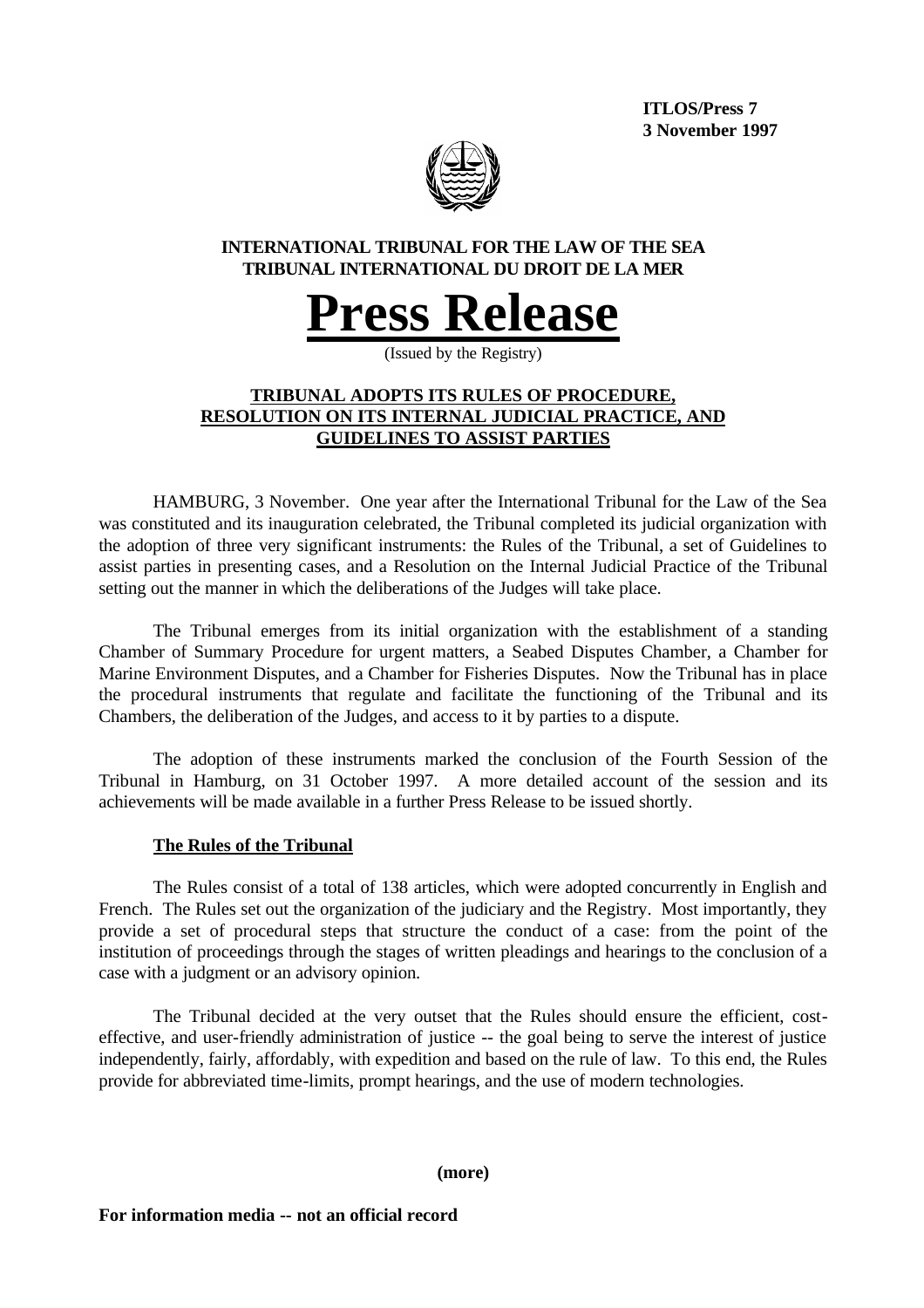**ITLOS/Press 7**
**3 November 1997**

**INTERNATIONAL TRIBUNAL FOR THE LAW OF THE SEA**
**TRIBUNAL INTERNATIONAL DU DROIT DE LA MER**

# Press Release

(Issued by the Registry)

## TRIBUNAL ADOPTS ITS RULES OF PROCEDURE, RESOLUTION ON ITS INTERNAL JUDICIAL PRACTICE, AND GUIDELINES TO ASSIST PARTIES

HAMBURG, 3 November. One year after the International Tribunal for the Law of the Sea was constituted and its inauguration celebrated, the Tribunal completed its judicial organization with the adoption of three very significant instruments: the Rules of the Tribunal, a set of Guidelines to assist parties in presenting cases, and a Resolution on the Internal Judicial Practice of the Tribunal setting out the manner in which the deliberations of the Judges will take place.

The Tribunal emerges from its initial organization with the establishment of a standing Chamber of Summary Procedure for urgent matters, a Seabed Disputes Chamber, a Chamber for Marine Environment Disputes, and a Chamber for Fisheries Disputes. Now the Tribunal has in place the procedural instruments that regulate and facilitate the functioning of the Tribunal and its Chambers, the deliberation of the Judges, and access to it by parties to a dispute.

The adoption of these instruments marked the conclusion of the Fourth Session of the Tribunal in Hamburg, on 31 October 1997. A more detailed account of the session and its achievements will be made available in a further Press Release to be issued shortly.

### The Rules of the Tribunal

The Rules consist of a total of 138 articles, which were adopted concurrently in English and French. The Rules set out the organization of the judiciary and the Registry. Most importantly, they provide a set of procedural steps that structure the conduct of a case: from the point of the institution of proceedings through the stages of written pleadings and hearings to the conclusion of a case with a judgment or an advisory opinion.

The Tribunal decided at the very outset that the Rules should ensure the efficient, cost-effective, and user-friendly administration of justice -- the goal being to serve the interest of justice independently, fairly, affordably, with expedition and based on the rule of law. To this end, the Rules provide for abbreviated time-limits, prompt hearings, and the use of modern technologies.

**(more)**

**For information media -- not an official record**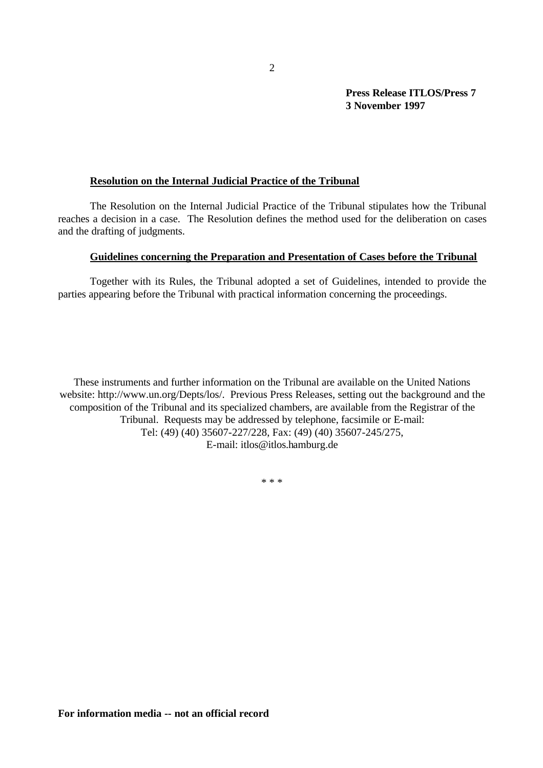**Press Release ITLOS/Press 7**
**3 November 1997**

**Resolution on the Internal Judicial Practice of the Tribunal**

The Resolution on the Internal Judicial Practice of the Tribunal stipulates how the Tribunal reaches a decision in a case. The Resolution defines the method used for the deliberation on cases and the drafting of judgments.

**Guidelines concerning the Preparation and Presentation of Cases before the Tribunal**

Together with its Rules, the Tribunal adopted a set of Guidelines, intended to provide the parties appearing before the Tribunal with practical information concerning the proceedings.

These instruments and further information on the Tribunal are available on the United Nations website: http://www.un.org/Depts/los/. Previous Press Releases, setting out the background and the composition of the Tribunal and its specialized chambers, are available from the Registrar of the Tribunal. Requests may be addressed by telephone, facsimile or E-mail:
Tel: (49) (40) 35607-227/228, Fax: (49) (40) 35607-245/275,
E-mail: itlos@itlos.hamburg.de

* * *

**For information media -- not an official record**